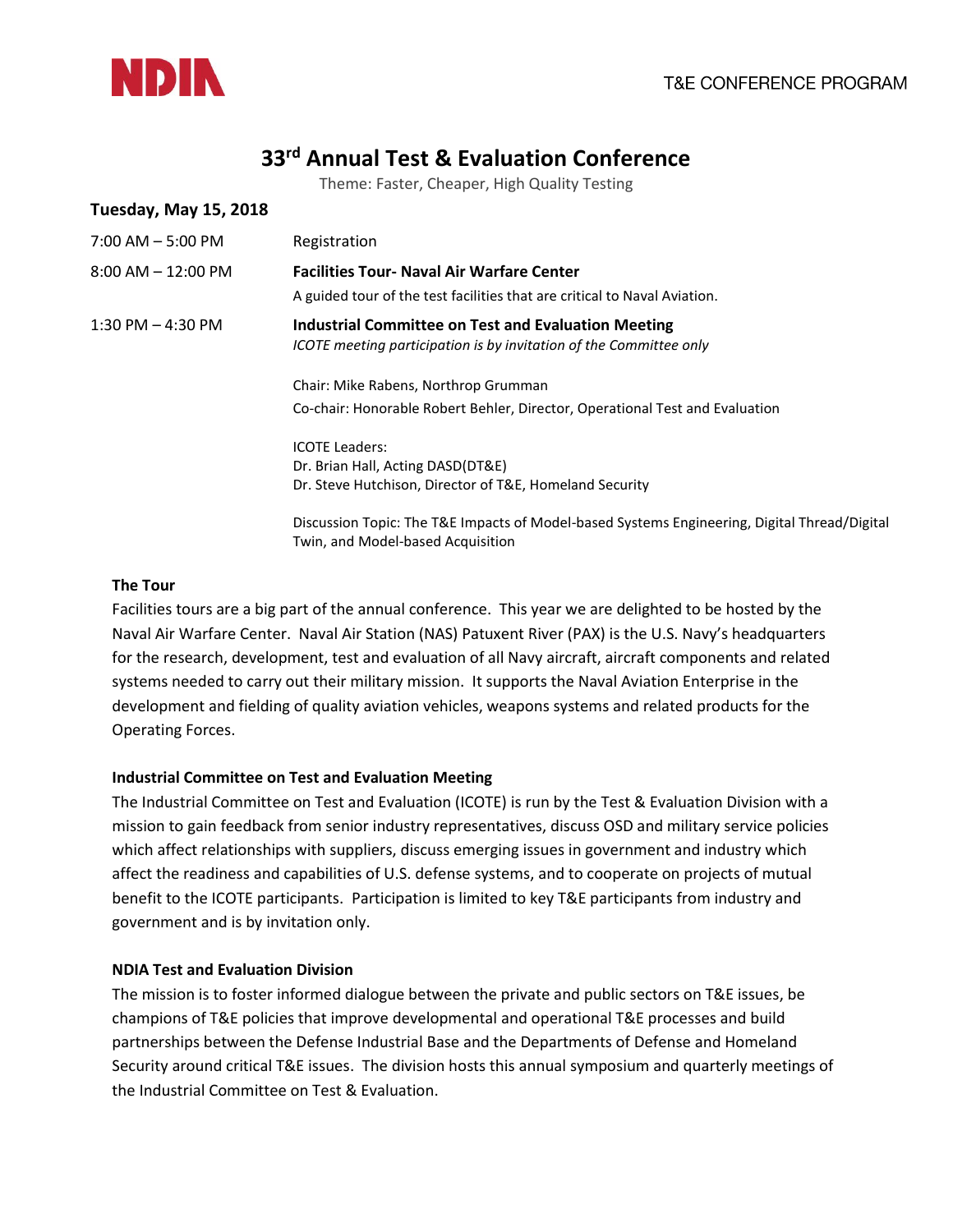# 33rd Annual Test & Evaluation Conference

Theme: Faster, Cheaper, High Quality Testing

## Tuesday, May 15, 2018

| | |
|---|---|
| 7:00 AM – 5:00 PM | Registration |
| 8:00 AM – 12:00 PM | **Facilities Tour- Naval Air Warfare Center**<br>A guided tour of the test facilities that are critical to Naval Aviation. |
| 1:30 PM – 4:30 PM | **Industrial Committee on Test and Evaluation Meeting**<br>*ICOTE meeting participation is by invitation of the Committee only*<br><br>Chair: Mike Rabens, Northrop Grumman<br>Co-chair: Honorable Robert Behler, Director, Operational Test and Evaluation<br><br>ICOTE Leaders:<br>Dr. Brian Hall, Acting DASD(DT&E)<br>Dr. Steve Hutchison, Director of T&E, Homeland Security<br><br>Discussion Topic: The T&E Impacts of Model-based Systems Engineering, Digital Thread/Digital Twin, and Model-based Acquisition |

### The Tour

Facilities tours are a big part of the annual conference. This year we are delighted to be hosted by the Naval Air Warfare Center. Naval Air Station (NAS) Patuxent River (PAX) is the U.S. Navy's headquarters for the research, development, test and evaluation of all Navy aircraft, aircraft components and related systems needed to carry out their military mission. It supports the Naval Aviation Enterprise in the development and fielding of quality aviation vehicles, weapons systems and related products for the Operating Forces.

### Industrial Committee on Test and Evaluation Meeting

The Industrial Committee on Test and Evaluation (ICOTE) is run by the Test & Evaluation Division with a mission to gain feedback from senior industry representatives, discuss OSD and military service policies which affect relationships with suppliers, discuss emerging issues in government and industry which affect the readiness and capabilities of U.S. defense systems, and to cooperate on projects of mutual benefit to the ICOTE participants. Participation is limited to key T&E participants from industry and government and is by invitation only.

### NDIA Test and Evaluation Division

The mission is to foster informed dialogue between the private and public sectors on T&E issues, be champions of T&E policies that improve developmental and operational T&E processes and build partnerships between the Defense Industrial Base and the Departments of Defense and Homeland Security around critical T&E issues. The division hosts this annual symposium and quarterly meetings of the Industrial Committee on Test & Evaluation.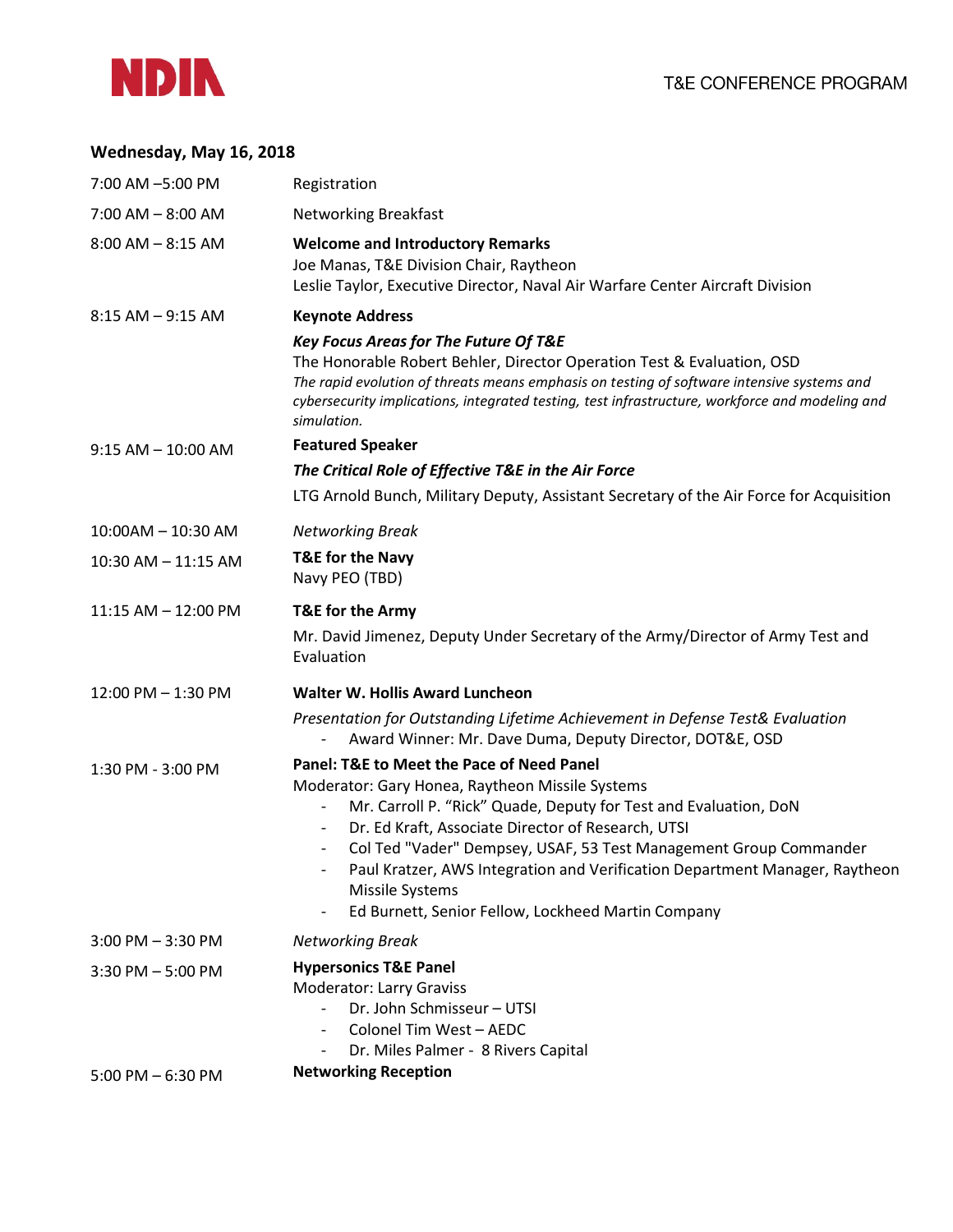## Wednesday, May 16, 2018

| | |
|---|---|
| 7:00 AM –5:00 PM | Registration |
| 7:00 AM – 8:00 AM | Networking Breakfast |
| 8:00 AM – 8:15 AM | **Welcome and Introductory Remarks**<br>Joe Manas, T&E Division Chair, Raytheon<br>Leslie Taylor, Executive Director, Naval Air Warfare Center Aircraft Division |
| 8:15 AM – 9:15 AM | **Keynote Address**<br>***Key Focus Areas for The Future Of T&E***<br>The Honorable Robert Behler, Director Operation Test & Evaluation, OSD<br>*The rapid evolution of threats means emphasis on testing of software intensive systems and cybersecurity implications, integrated testing, test infrastructure, workforce and modeling and simulation.* |
| 9:15 AM – 10:00 AM | **Featured Speaker**<br>***The Critical Role of Effective T&E in the Air Force***<br>LTG Arnold Bunch, Military Deputy, Assistant Secretary of the Air Force for Acquisition |
| 10:00AM – 10:30 AM | *Networking Break* |
| 10:30 AM – 11:15 AM | **T&E for the Navy**<br>Navy PEO (TBD) |
| 11:15 AM – 12:00 PM | **T&E for the Army**<br>Mr. David Jimenez, Deputy Under Secretary of the Army/Director of Army Test and Evaluation |
| 12:00 PM – 1:30 PM | **Walter W. Hollis Award Luncheon**<br>*Presentation for Outstanding Lifetime Achievement in Defense Test& Evaluation*<br>- Award Winner: Mr. Dave Duma, Deputy Director, DOT&E, OSD |
| 1:30 PM - 3:00 PM | **Panel: T&E to Meet the Pace of Need Panel**<br>Moderator: Gary Honea, Raytheon Missile Systems<br>- Mr. Carroll P. "Rick" Quade, Deputy for Test and Evaluation, DoN<br>- Dr. Ed Kraft, Associate Director of Research, UTSI<br>- Col Ted "Vader" Dempsey, USAF, 53 Test Management Group Commander<br>- Paul Kratzer, AWS Integration and Verification Department Manager, Raytheon Missile Systems<br>- Ed Burnett, Senior Fellow, Lockheed Martin Company |
| 3:00 PM – 3:30 PM | *Networking Break* |
| 3:30 PM – 5:00 PM | **Hypersonics T&E Panel**<br>Moderator: Larry Graviss<br>- Dr. John Schmisseur – UTSI<br>- Colonel Tim West – AEDC<br>- Dr. Miles Palmer - 8 Rivers Capital |
| 5:00 PM – 6:30 PM | **Networking Reception** |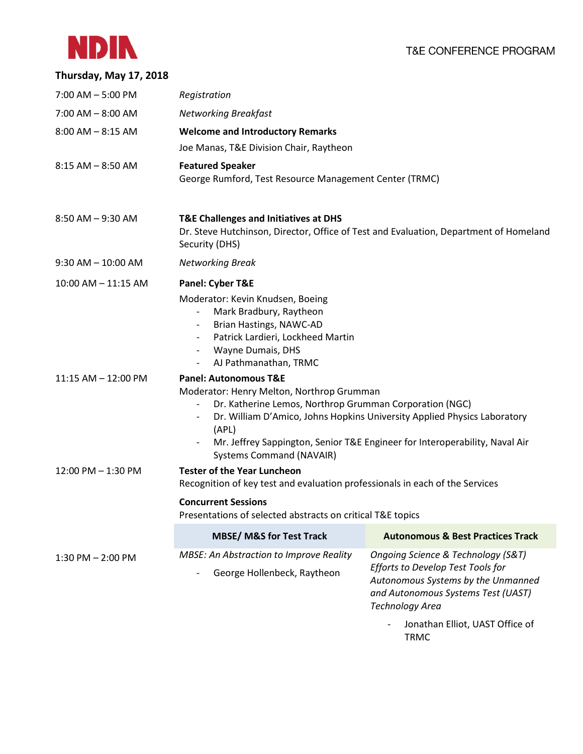**Thursday, May 17, 2018**

| | |
|---|---|
| 7:00 AM – 5:00 PM | *Registration* |
| 7:00 AM – 8:00 AM | *Networking Breakfast* |
| 8:00 AM – 8:15 AM | **Welcome and Introductory Remarks**<br>Joe Manas, T&E Division Chair, Raytheon |
| 8:15 AM – 8:50 AM | **Featured Speaker**<br>George Rumford, Test Resource Management Center (TRMC) |
| 8:50 AM – 9:30 AM | **T&E Challenges and Initiatives at DHS**<br>Dr. Steve Hutchinson, Director, Office of Test and Evaluation, Department of Homeland Security (DHS) |
| 9:30 AM – 10:00 AM | *Networking Break* |
| 10:00 AM – 11:15 AM | **Panel: Cyber T&E**<br>Moderator: Kevin Knudsen, Boeing<br>- Mark Bradbury, Raytheon<br>- Brian Hastings, NAWC-AD<br>- Patrick Lardieri, Lockheed Martin<br>- Wayne Dumais, DHS<br>- AJ Pathmanathan, TRMC |
| 11:15 AM – 12:00 PM | **Panel: Autonomous T&E**<br>Moderator: Henry Melton, Northrop Grumman<br>- Dr. Katherine Lemos, Northrop Grumman Corporation (NGC)<br>- Dr. William D'Amico, Johns Hopkins University Applied Physics Laboratory (APL)<br>- Mr. Jeffrey Sappington, Senior T&E Engineer for Interoperability, Naval Air Systems Command (NAVAIR) |
| 12:00 PM – 1:30 PM | **Tester of the Year Luncheon**<br>Recognition of key test and evaluation professionals in each of the Services |

**Concurrent Sessions**
Presentations of selected abstracts on critical T&E topics

| | MBSE/ M&S for Test Track | Autonomous & Best Practices Track |
|---|---|---|
| 1:30 PM – 2:00 PM | *MBSE: An Abstraction to Improve Reality*<br>- George Hollenbeck, Raytheon | *Ongoing Science & Technology (S&T) Efforts to Develop Test Tools for Autonomous Systems by the Unmanned and Autonomous Systems Test (UAST) Technology Area*<br>- Jonathan Elliot, UAST Office of TRMC |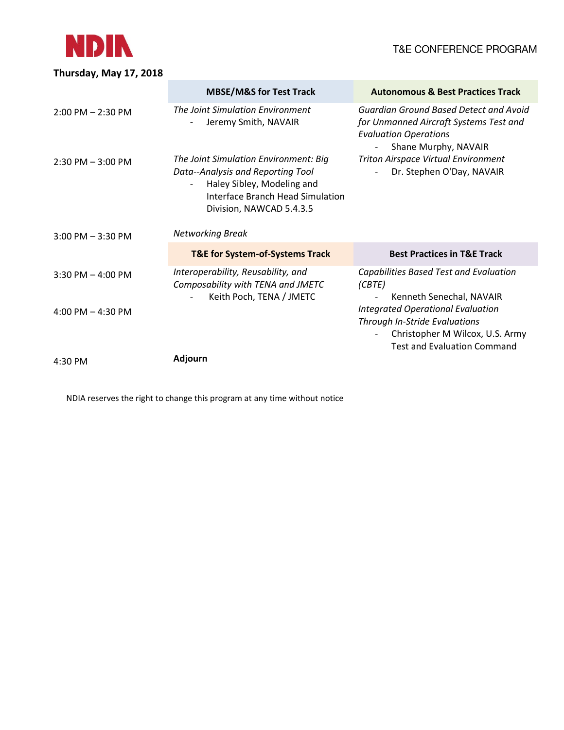NDIA

T&E CONFERENCE PROGRAM

**Thursday, May 17, 2018**

| | **MBSE/M&S for Test Track** | **Autonomous & Best Practices Track** |
|---|---|---|
| 2:00 PM – 2:30 PM | *The Joint Simulation Environment*<br>- Jeremy Smith, NAVAIR | *Guardian Ground Based Detect and Avoid for Unmanned Aircraft Systems Test and Evaluation Operations*<br>- Shane Murphy, NAVAIR |
| 2:30 PM – 3:00 PM | *The Joint Simulation Environment: Big Data--Analysis and Reporting Tool*<br>- Haley Sibley, Modeling and Interface Branch Head Simulation Division, NAWCAD 5.4.3.5 | *Triton Airspace Virtual Environment*<br>- Dr. Stephen O'Day, NAVAIR |
| 3:00 PM – 3:30 PM | *Networking Break* | |
| | **T&E for System-of-Systems Track** | **Best Practices in T&E Track** |
| 3:30 PM – 4:00 PM | *Interoperability, Reusability, and Composability with TENA and JMETC*<br>- Keith Poch, TENA / JMETC | *Capabilities Based Test and Evaluation (CBTE)*<br>- Kenneth Senechal, NAVAIR |
| 4:00 PM – 4:30 PM | | *Integrated Operational Evaluation Through In-Stride Evaluations*<br>- Christopher M Wilcox, U.S. Army Test and Evaluation Command |
| 4:30 PM | **Adjourn** | |

NDIA reserves the right to change this program at any time without notice